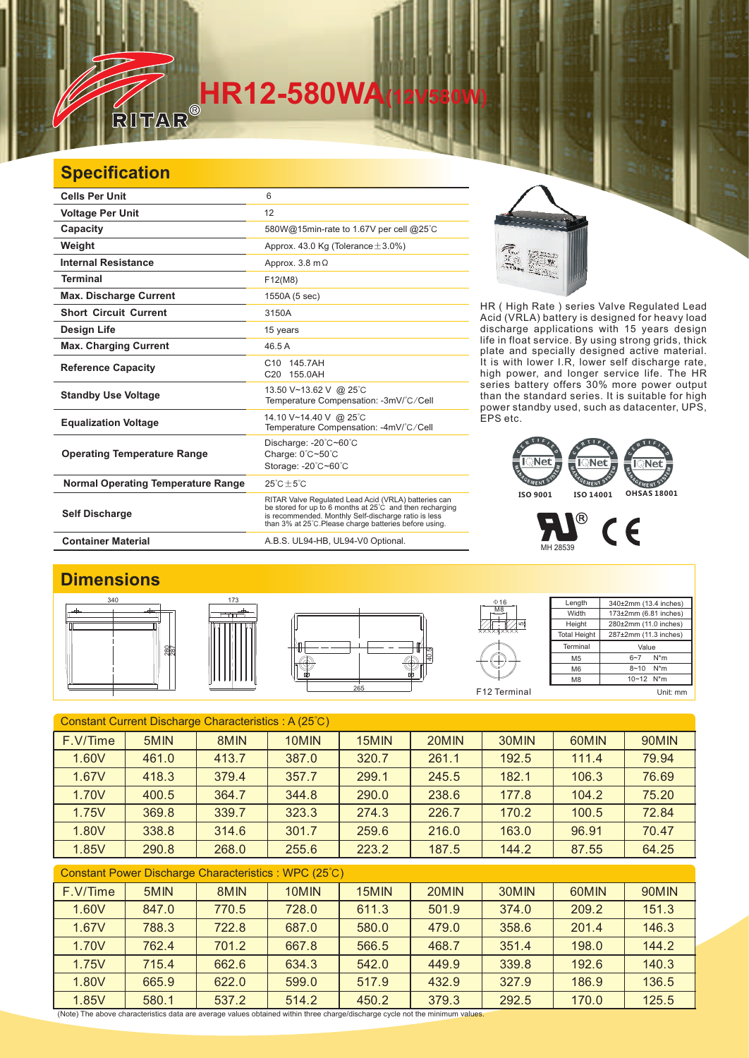# HR12-580WA(12V580W)

## Specification

| Cells Per Unit | 6 |
|---|---|
| Voltage Per Unit | 12 |
| Capacity | 580W@15min-rate to 1.67V per cell @25°C |
| Weight | Approx. 43.0 Kg (Tolerance±3.0%) |
| Internal Resistance | Approx. 3.8 mΩ |
| Terminal | F12(M8) |
| Max. Discharge Current | 1550A (5 sec) |
| Short Circuit Current | 3150A |
| Design Life | 15 years |
| Max. Charging Current | 46.5 A |
| Reference Capacity | C10 145.7AH<br>C20 155.0AH |
| Standby Use Voltage | 13.50 V~13.62 V @ 25°C<br>Temperature Compensation: -3mV/°C/Cell |
| Equalization Voltage | 14.10 V~14.40 V @ 25°C<br>Temperature Compensation: -4mV/°C/Cell |
| Operating Temperature Range | Discharge: -20°C~60°C<br>Charge: 0°C~50°C<br>Storage: -20°C~60°C |
| Normal Operating Temperature Range | 25°C±5°C |
| Self Discharge | RITAR Valve Regulated Lead Acid (VRLA) batteries can be stored for up to 6 months at 25°C and then recharging is recommended. Monthly Self-discharge ratio is less than 3% at 25°C.Please charge batteries before using. |
| Container Material | A.B.S. UL94-HB, UL94-V0 Optional. |

HR ( High Rate ) series Valve Regulated Lead Acid (VRLA) battery is designed for heavy load discharge applications with 15 years design life in float service. By using strong grids, thick plate and specially designed active material. It is with lower I.R, lower self discharge rate, high power, and longer service life. The HR series battery offers 30% more power output than the standard series. It is suitable for high power standby used, such as datacenter, UPS, EPS etc.

ISO 9001 ISO 14001 OHSAS 18001

MH 28539

## Dimensions

| Length | 340±2mm (13.4 inches) |
|---|---|
| Width | 173±2mm (6.81 inches) |
| Height | 280±2mm (11.0 inches) |
| Total Height | 287±2mm (11.3 inches) |

| Terminal | Value |
|---|---|
| M5 | 6~7 N*m |
| M6 | 8~10 N*m |
| M8 | 10~12 N*m |

F12 Terminal

Unit: mm

Constant Current Discharge Characteristics : A (25°C)

| F.V/Time | 5MIN | 8MIN | 10MIN | 15MIN | 20MIN | 30MIN | 60MIN | 90MIN |
|---|---|---|---|---|---|---|---|---|
| 1.60V | 461.0 | 413.7 | 387.0 | 320.7 | 261.1 | 192.5 | 111.4 | 79.94 |
| 1.67V | 418.3 | 379.4 | 357.7 | 299.1 | 245.5 | 182.1 | 106.3 | 76.69 |
| 1.70V | 400.5 | 364.7 | 344.8 | 290.0 | 238.6 | 177.8 | 104.2 | 75.20 |
| 1.75V | 369.8 | 339.7 | 323.3 | 274.3 | 226.7 | 170.2 | 100.5 | 72.84 |
| 1.80V | 338.8 | 314.6 | 301.7 | 259.6 | 216.0 | 163.0 | 96.91 | 70.47 |
| 1.85V | 290.8 | 268.0 | 255.6 | 223.2 | 187.5 | 144.2 | 87.55 | 64.25 |

Constant Power Discharge Characteristics : WPC (25°C)

| F.V/Time | 5MIN | 8MIN | 10MIN | 15MIN | 20MIN | 30MIN | 60MIN | 90MIN |
|---|---|---|---|---|---|---|---|---|
| 1.60V | 847.0 | 770.5 | 728.0 | 611.3 | 501.9 | 374.0 | 209.2 | 151.3 |
| 1.67V | 788.3 | 722.8 | 687.0 | 580.0 | 479.0 | 358.6 | 201.4 | 146.3 |
| 1.70V | 762.4 | 701.2 | 667.8 | 566.5 | 468.7 | 351.4 | 198.0 | 144.2 |
| 1.75V | 715.4 | 662.6 | 634.3 | 542.0 | 449.9 | 339.8 | 192.6 | 140.3 |
| 1.80V | 665.9 | 622.0 | 599.0 | 517.9 | 432.9 | 327.9 | 186.9 | 136.5 |
| 1.85V | 580.1 | 537.2 | 514.2 | 450.2 | 379.3 | 292.5 | 170.0 | 125.5 |

(Note) The above characteristics data are average values obtained within three charge/discharge cycle not the minimum values.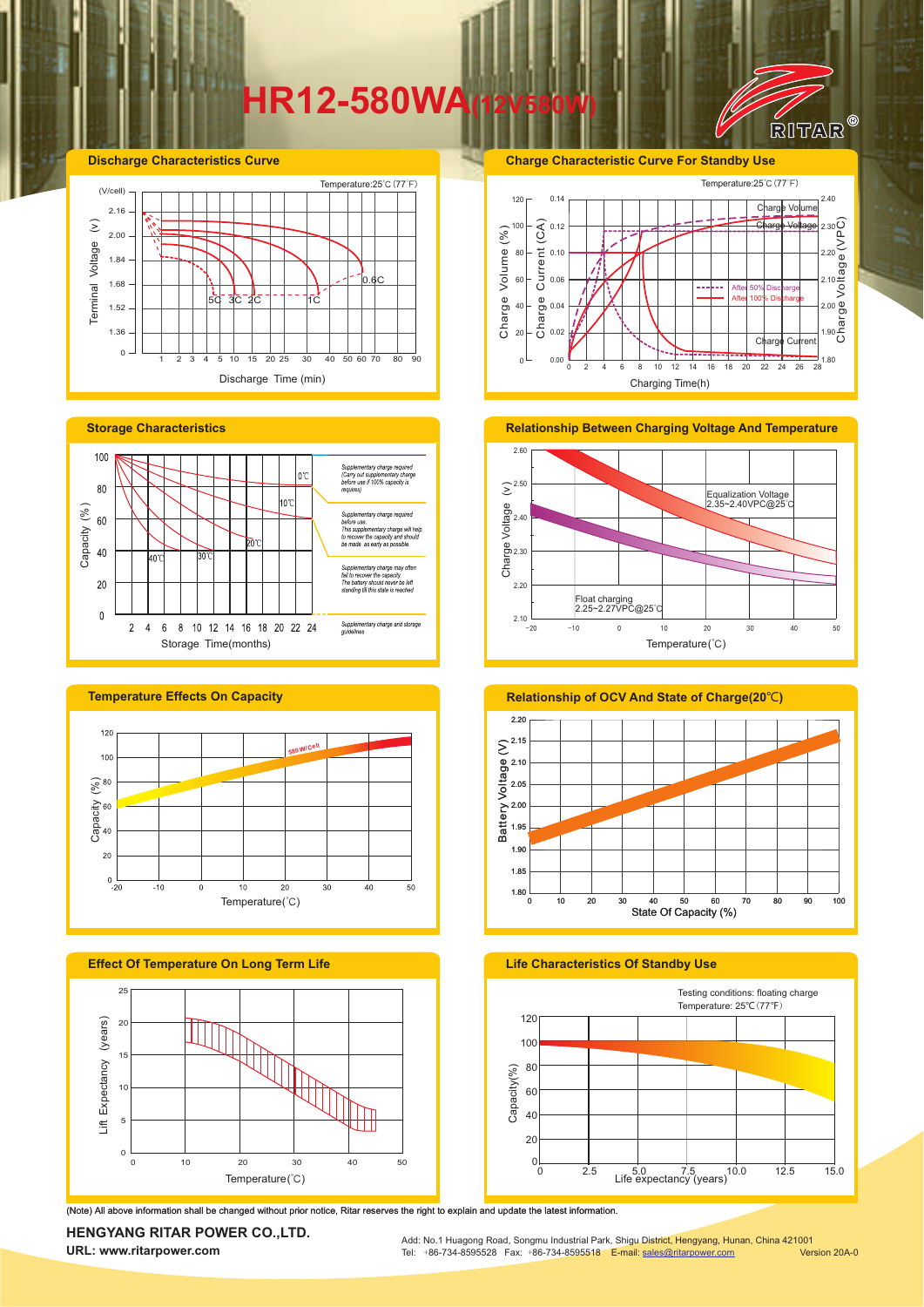# HR12-580WA(12V580W)

RITAR®

## Discharge Characteristics Curve

Temperature:25℃ (77℉)

(V/cell)

2.16
2.00
1.84
1.68
1.52
1.36
0

Terminal Voltage (v)

5C 3C 2C 1C 0.6C

1 2 3 4 5 10 15 20 25 30 40 50 60 70 80 90

Discharge Time (min)

## Charge Characteristic Curve For Standby Use

Temperature:25℃ (77℉)

Charge Volume
Charge Voltage
After 50% Discharge
After 100% Discharge
Charge Current

Charge Volume (%) 0 20 40 60 80 100 120

Charge Current (CA) 0.00 0.02 0.04 0.06 0.08 0.10 0.12 0.14

Charge Voltage (VPC) 1.80 1.90 2.00 2.10 2.20 2.30 2.40

0 2 4 6 8 10 12 14 16 18 20 22 24 26 28

Charging Time(h)

## Storage Characteristics

Capacity (%) 0 20 40 60 80 100

0℃ 10℃ 20℃ 30℃ 40℃

2 4 6 8 10 12 14 16 18 20 22 24

Storage Time(months)

*Supplementary charge required (Carry out supplementary charge before use if 100% capacity is requires)*

*Supplementary charge required before use. This supplementary charge will help to recover the capacity and should be made as early as possible.*

*Supplementary charge may often fail to recover the capacity. The battery should never be left standing till this state is reached*

*Supplementary charge and storage guidelines*

## Relationship Between Charging Voltage And Temperature

Charge Voltage (v) 2.10 2.20 2.30 2.40 2.50 2.60

Equalization Voltage
2.35~2.40VPC@25℃

Float charging
2.25~2.27VPC@25℃

−20 −10 0 10 20 30 40 50

Temperature(℃)

## Temperature Effects On Capacity

Capacity (%) 0 20 40 60 80 100 120

580W/Cell

-20 -10 0 10 20 30 40 50

Temperature(℃)

## Relationship of OCV And State of Charge(20℃)

Battery Voltage (V) 1.80 1.85 1.90 1.95 2.00 2.05 2.10 2.15 2.20

0 10 20 30 40 50 60 70 80 90 100

State Of Capacity (%)

## Effect Of Temperature On Long Term Life

Lift Expectancy (years) 0 5 10 15 20 25

0 10 20 30 40 50

Temperature(℃)

## Life Characteristics Of Standby Use

Testing conditions: floating charge
Temperature: 25℃(77℉)

Capacity(%) 0 20 40 60 80 100 120

0 2.5 5.0 7.5 10.0 12.5 15.0

Life expectancy (years)

(Note) All above information shall be changed without prior notice, Ritar reserves the right to explain and update the latest information.

**HENGYANG RITAR POWER CO.,LTD.**
**URL: www.ritarpower.com**

Add: No.1 Huagong Road, Songmu Industrial Park, Shigu District, Hengyang, Hunan, China 421001
Tel: +86-734-8595528 Fax: +86-734-8595518 E-mail: sales@ritarpower.com

Version 20A-0